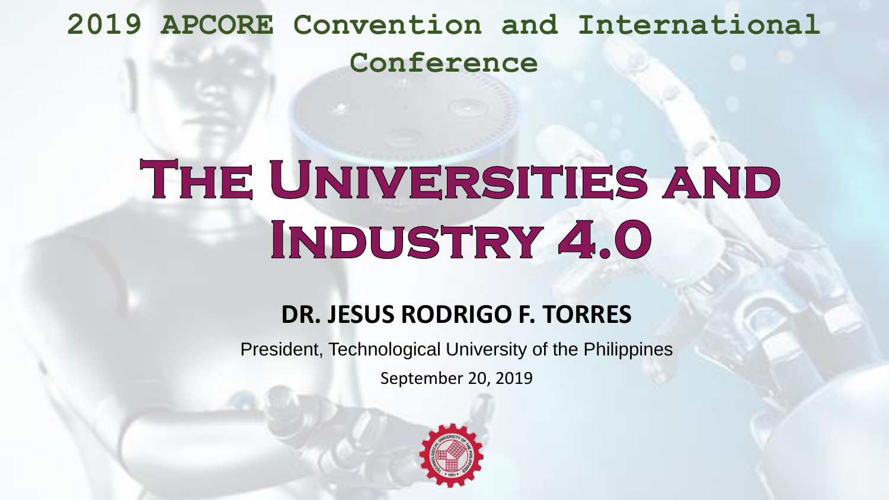## 2019 APCORE Convention and International Conference

# The Universities and Industry 4.0

**DR. JESUS RODRIGO F. TORRES**

President, Technological University of the Philippines

September 20, 2019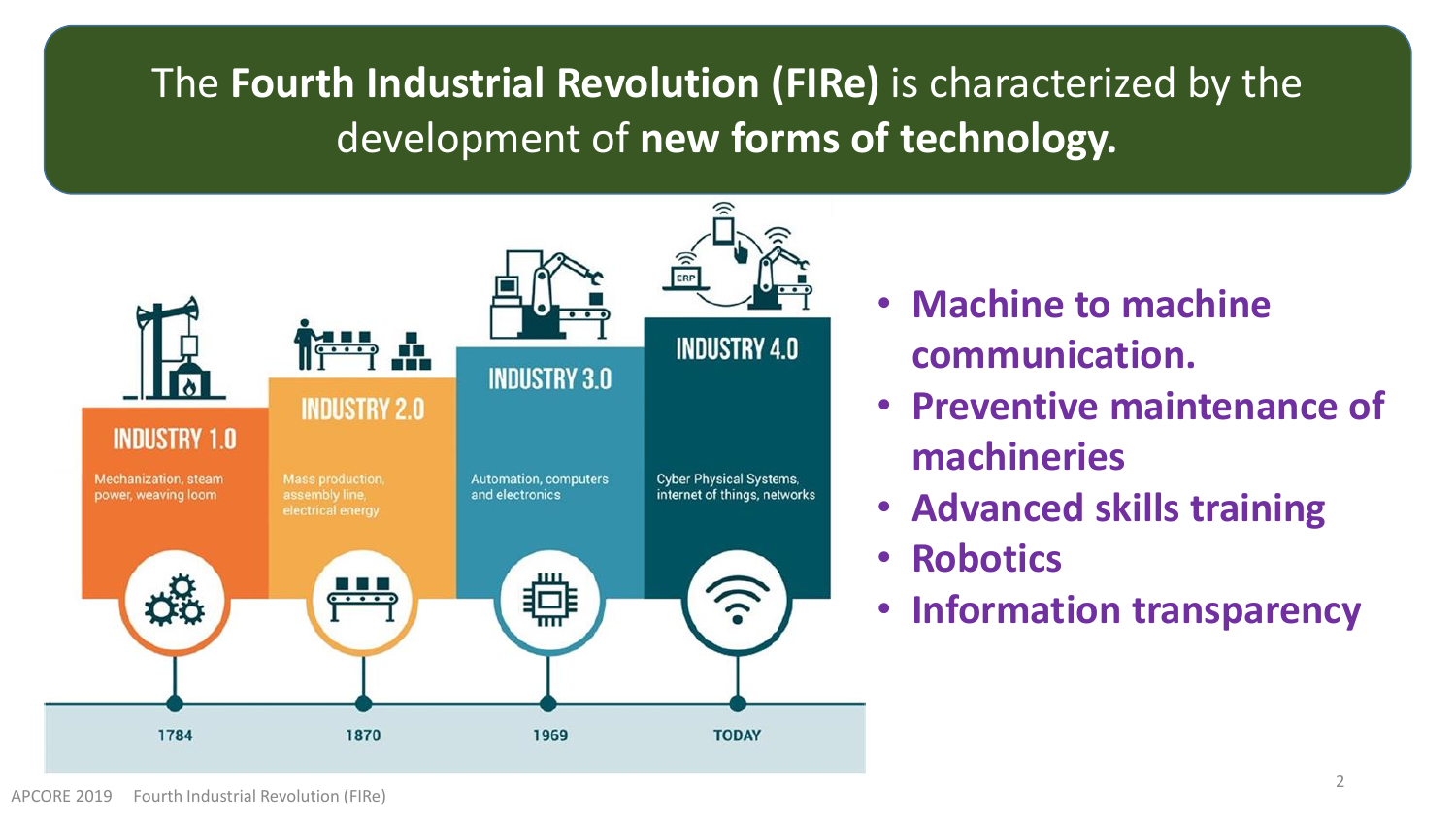# The **Fourth Industrial Revolution (FIRe)** is characterized by the development of **new forms of technology.**

**INDUSTRY 1.0**
Mechanization, steam power, weaving loom
1784

**INDUSTRY 2.0**
Mass production, assembly line, electrical energy
1870

**INDUSTRY 3.0**
Automation, computers and electronics
1969

**INDUSTRY 4.0**
Cyber Physical Systems, internet of things, networks
TODAY

- **Machine to machine communication.**
- **Preventive maintenance of machineries**
- **Advanced skills training**
- **Robotics**
- **Information transparency**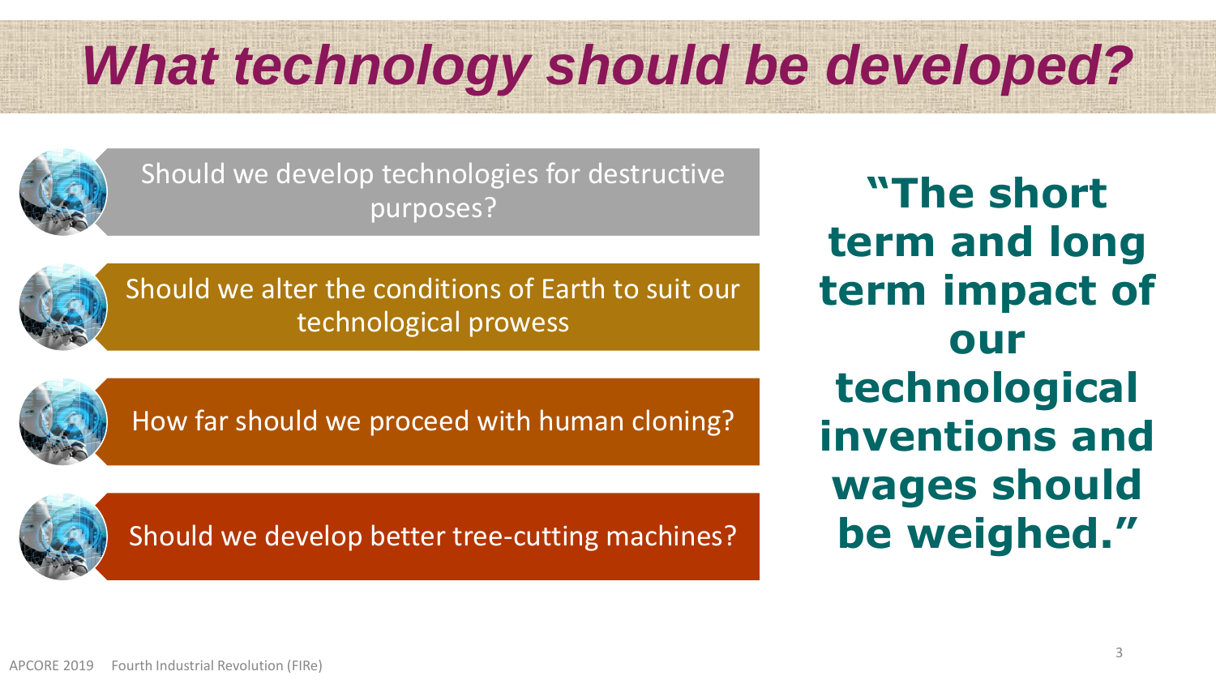# *What technology should be developed?*

- Should we develop technologies for destructive purposes?
- Should we alter the conditions of Earth to suit our technological prowess
- How far should we proceed with human cloning?
- Should we develop better tree-cutting machines?

**"The short term and long term impact of our technological inventions and wages should be weighed."**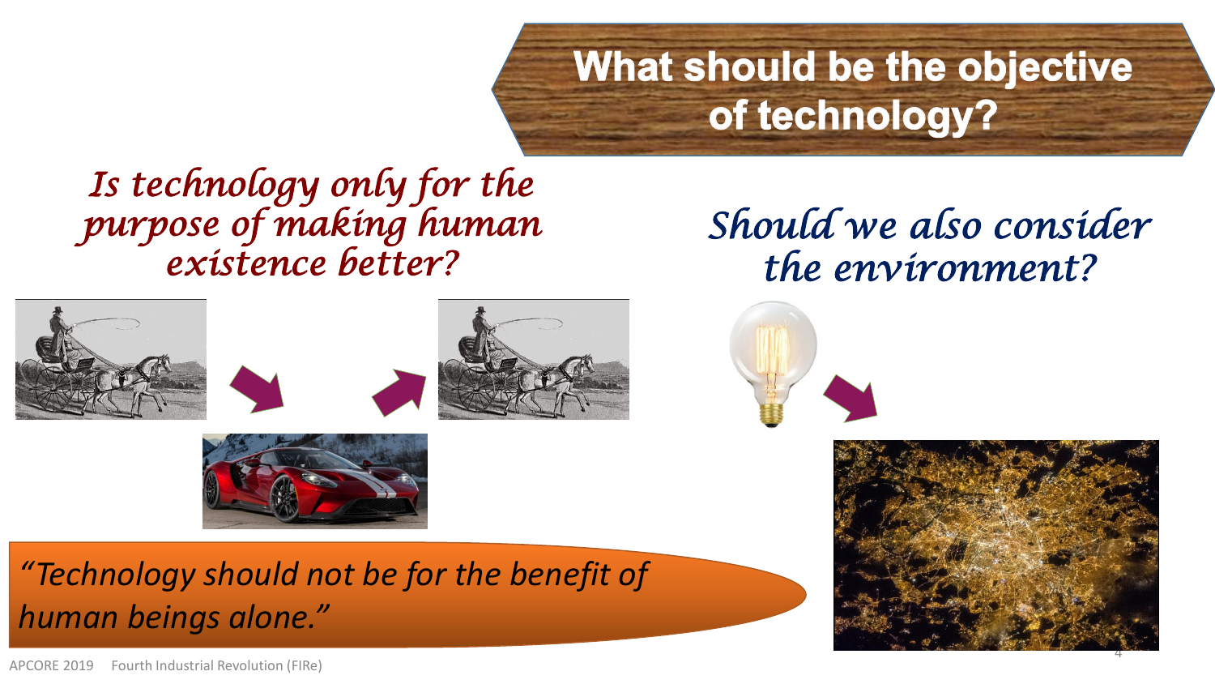# What should be the objective of technology?

*Is technology only for the purpose of making human existence better?*

*Should we also consider the environment?*

*"Technology should not be for the benefit of human beings alone."*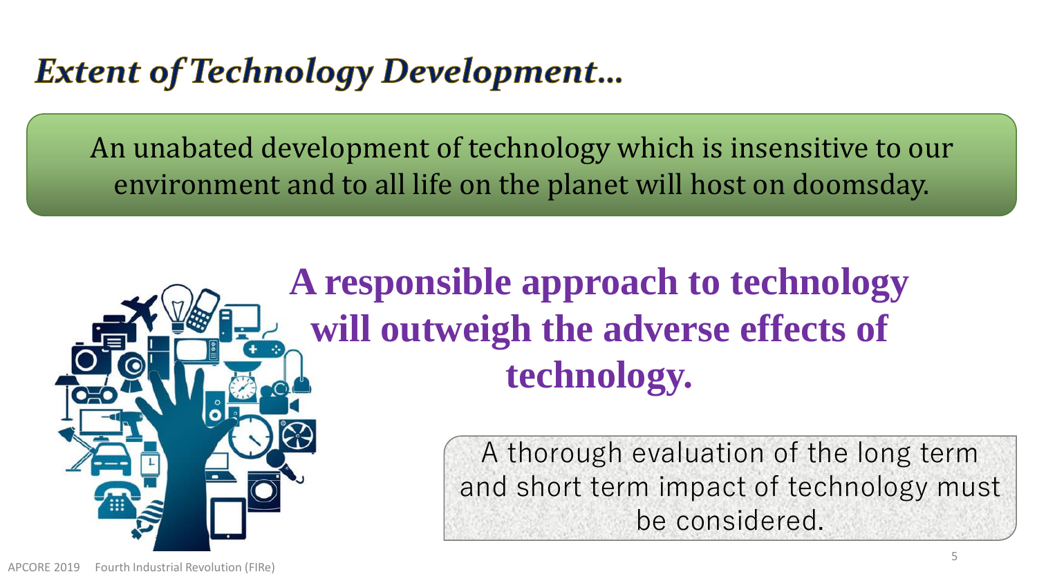# *Extent of Technology Development…*

An unabated development of technology which is insensitive to our environment and to all life on the planet will host on doomsday.

**A responsible approach to technology will outweigh the adverse effects of technology.**

A thorough evaluation of the long term and short term impact of technology must be considered.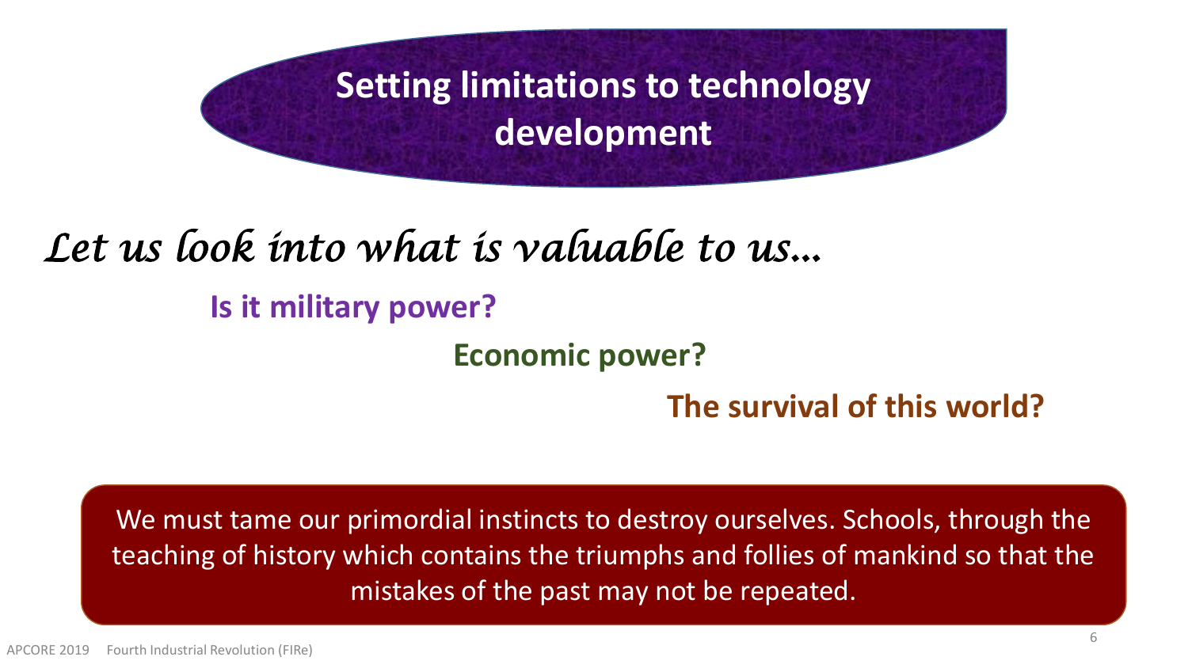# Setting limitations to technology development

*Let us look into what is valuable to us…*

**Is it military power?**

**Economic power?**

**The survival of this world?**

We must tame our primordial instincts to destroy ourselves. Schools, through the teaching of history which contains the triumphs and follies of mankind so that the mistakes of the past may not be repeated.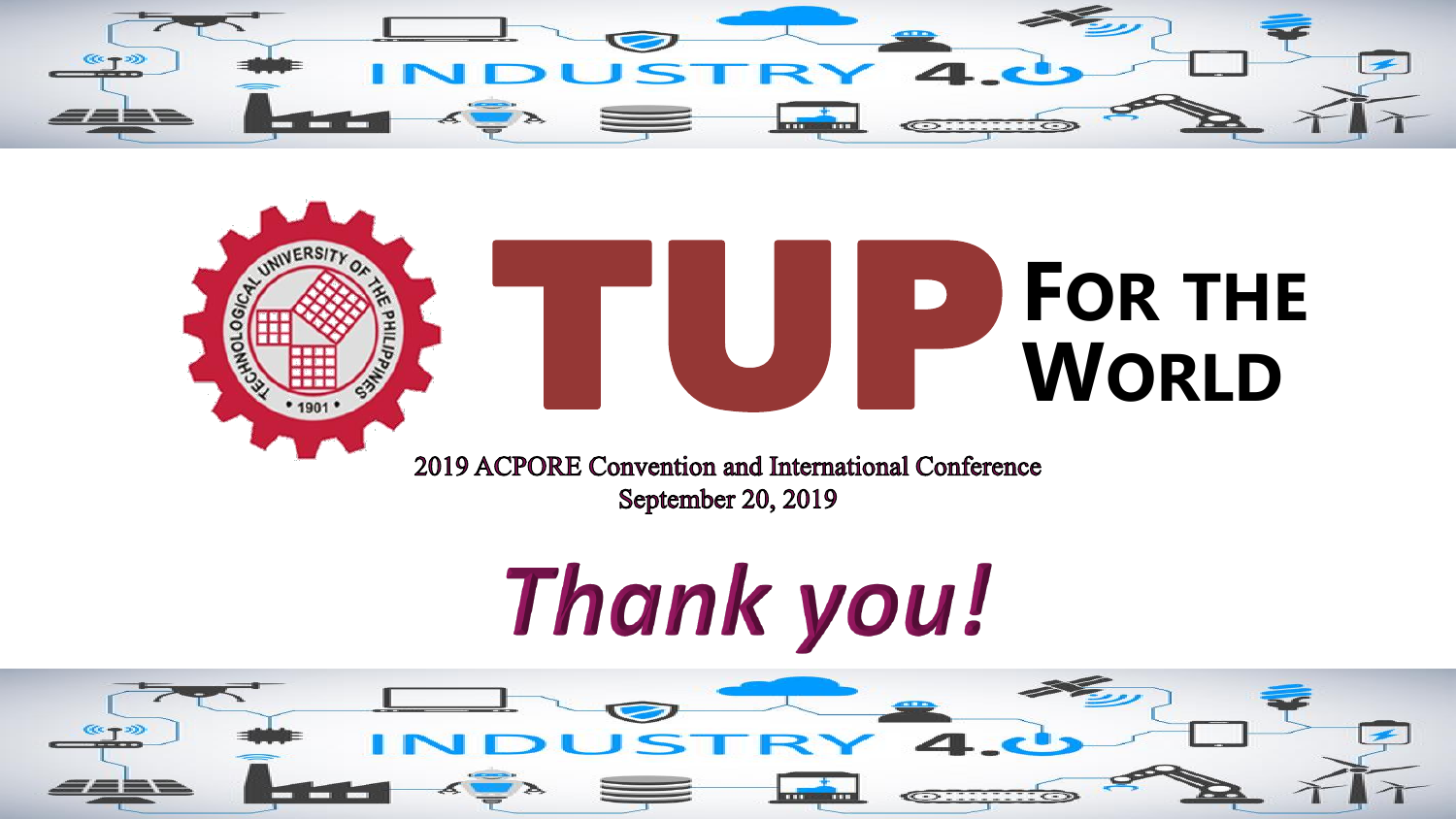# TUP For the World

2019 ACPORE Convention and International Conference

September 20, 2019

# *Thank you!*